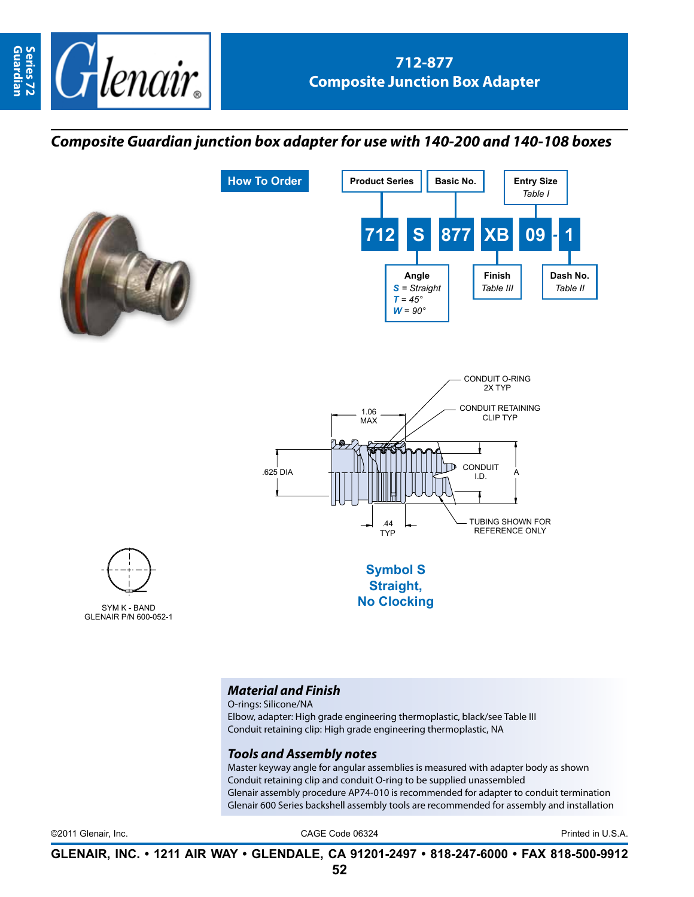# 712-877
## Composite Junction Box Adapter

*Composite Guardian junction box adapter for use with 140-200 and 140-108 boxes*

### How To Order

| Product Series | Angle | Basic No. | Finish | Entry Size | Dash No. |
|---|---|---|---|---|---|
| 712 | S | 877 | XB | 09 | - 1 |

- **Product Series**: 712
- **Angle**: *S* = Straight, *T* = 45°, *W* = 90°
- **Basic No.**: 877
- **Finish**: Table III
- **Entry Size**: Table I
- **Dash No.**: Table II

CONDUIT O-RING 2X TYP

CONDUIT RETAINING CLIP TYP

1.06 MAX

.625 DIA

CONDUIT I.D.

A

.44 TYP

TUBING SHOWN FOR REFERENCE ONLY

SYM K - BAND
GLENAIR P/N 600-052-1

**Symbol S**
**Straight,**
**No Clocking**

### *Material and Finish*

O-rings: Silicone/NA
Elbow, adapter: High grade engineering thermoplastic, black/see Table III
Conduit retaining clip: High grade engineering thermoplastic, NA

### *Tools and Assembly notes*

Master keyway angle for angular assemblies is measured with adapter body as shown
Conduit retaining clip and conduit O-ring to be supplied unassembled
Glenair assembly procedure AP74-010 is recommended for adapter to conduit termination
Glenair 600 Series backshell assembly tools are recommended for assembly and installation

©2011 Glenair, Inc. CAGE Code 06324 Printed in U.S.A.

**GLENAIR, INC. • 1211 AIR WAY • GLENDALE, CA 91201-2497 • 818-247-6000 • FAX 818-500-9912**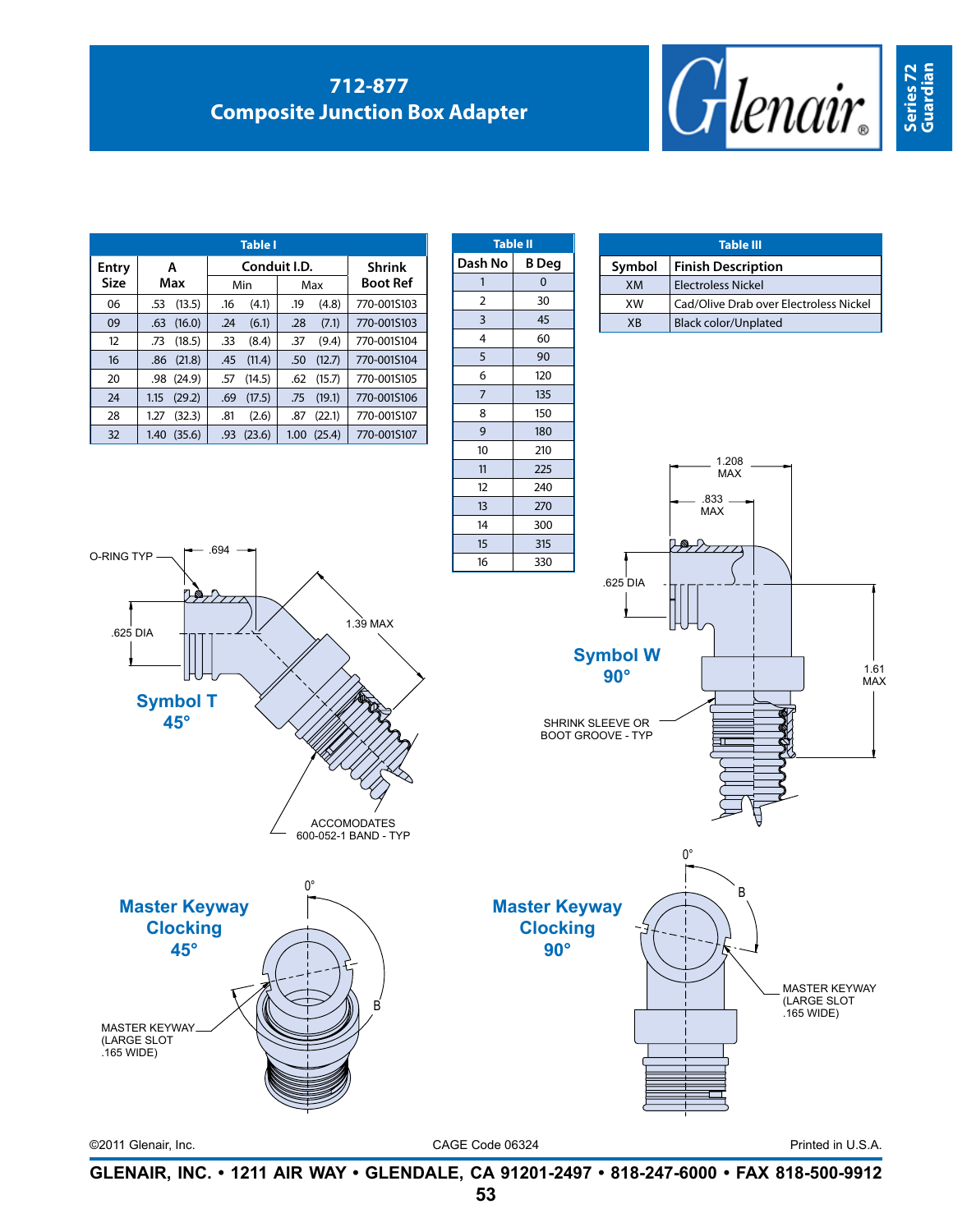# 712-877
## Composite Junction Box Adapter

Glenair®

Series 72 Guardian

**Table I**

| Entry Size | A Max | | Conduit I.D. Min | | Conduit I.D. Max | | Shrink Boot Ref |
|---|---|---|---|---|---|---|---|
| 06 | .53 | (13.5) | .16 | (4.1) | .19 | (4.8) | 770-001S103 |
| 09 | .63 | (16.0) | .24 | (6.1) | .28 | (7.1) | 770-001S103 |
| 12 | .73 | (18.5) | .33 | (8.4) | .37 | (9.4) | 770-001S104 |
| 16 | .86 | (21.8) | .45 | (11.4) | .50 | (12.7) | 770-001S104 |
| 20 | .98 | (24.9) | .57 | (14.5) | .62 | (15.7) | 770-001S105 |
| 24 | 1.15 | (29.2) | .69 | (17.5) | .75 | (19.1) | 770-001S106 |
| 28 | 1.27 | (32.3) | .81 | (2.6) | .87 | (22.1) | 770-001S107 |
| 32 | 1.40 | (35.6) | .93 | (23.6) | 1.00 | (25.4) | 770-001S107 |

**Table II**

| Dash No | B Deg |
|---|---|
| 1 | 0 |
| 2 | 30 |
| 3 | 45 |
| 4 | 60 |
| 5 | 90 |
| 6 | 120 |
| 7 | 135 |
| 8 | 150 |
| 9 | 180 |
| 10 | 210 |
| 11 | 225 |
| 12 | 240 |
| 13 | 270 |
| 14 | 300 |
| 15 | 315 |
| 16 | 330 |

**Table III**

| Symbol | Finish Description |
|---|---|
| XM | Electroless Nickel |
| XW | Cad/Olive Drab over Electroless Nickel |
| XB | Black color/Unplated |

O-RING TYP

.694

.625 DIA

1.39 MAX

**Symbol T 45°**

ACCOMODATES 600-052-1 BAND - TYP

1.208 MAX

.833 MAX

.625 DIA

**Symbol W 90°**

1.61 MAX

SHRINK SLEEVE OR BOOT GROOVE - TYP

**Master Keyway Clocking 45°**

0°

B

MASTER KEYWAY (LARGE SLOT .165 WIDE)

**Master Keyway Clocking 90°**

0°

B

MASTER KEYWAY (LARGE SLOT .165 WIDE)

©2011 Glenair, Inc. CAGE Code 06324 Printed in U.S.A.

**GLENAIR, INC. • 1211 AIR WAY • GLENDALE, CA 91201-2497 • 818-247-6000 • FAX 818-500-9912**